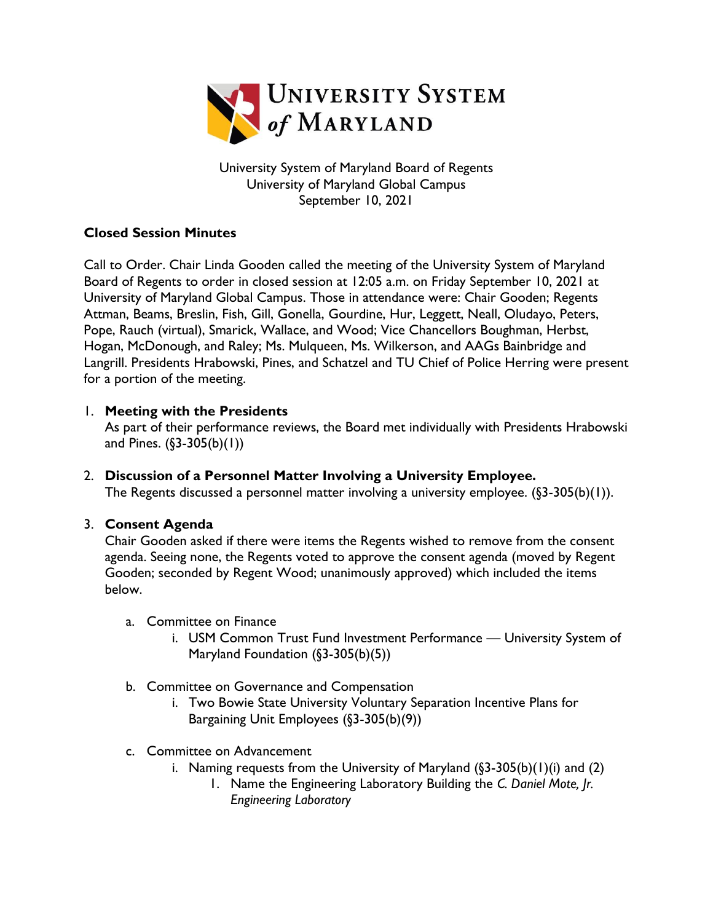University System of Maryland Board of Regents
University of Maryland Global Campus
September 10, 2021

**Closed Session Minutes**

Call to Order. Chair Linda Gooden called the meeting of the University System of Maryland Board of Regents to order in closed session at 12:05 a.m. on Friday September 10, 2021 at University of Maryland Global Campus. Those in attendance were: Chair Gooden; Regents Attman, Beams, Breslin, Fish, Gill, Gonella, Gourdine, Hur, Leggett, Neall, Oludayo, Peters, Pope, Rauch (virtual), Smarick, Wallace, and Wood; Vice Chancellors Boughman, Herbst, Hogan, McDonough, and Raley; Ms. Mulqueen, Ms. Wilkerson, and AAGs Bainbridge and Langrill. Presidents Hrabowski, Pines, and Schatzel and TU Chief of Police Herring were present for a portion of the meeting.

1. **Meeting with the Presidents**
   As part of their performance reviews, the Board met individually with Presidents Hrabowski and Pines. (§3-305(b)(1))

2. **Discussion of a Personnel Matter Involving a University Employee.**
   The Regents discussed a personnel matter involving a university employee. (§3-305(b)(1)).

3. **Consent Agenda**
   Chair Gooden asked if there were items the Regents wished to remove from the consent agenda. Seeing none, the Regents voted to approve the consent agenda (moved by Regent Gooden; seconded by Regent Wood; unanimously approved) which included the items below.

   a. Committee on Finance
      i. USM Common Trust Fund Investment Performance — University System of Maryland Foundation (§3-305(b)(5))

   b. Committee on Governance and Compensation
      i. Two Bowie State University Voluntary Separation Incentive Plans for Bargaining Unit Employees (§3-305(b)(9))

   c. Committee on Advancement
      i. Naming requests from the University of Maryland (§3-305(b)(1)(i) and (2)
         1. Name the Engineering Laboratory Building the *C. Daniel Mote, Jr. Engineering Laboratory*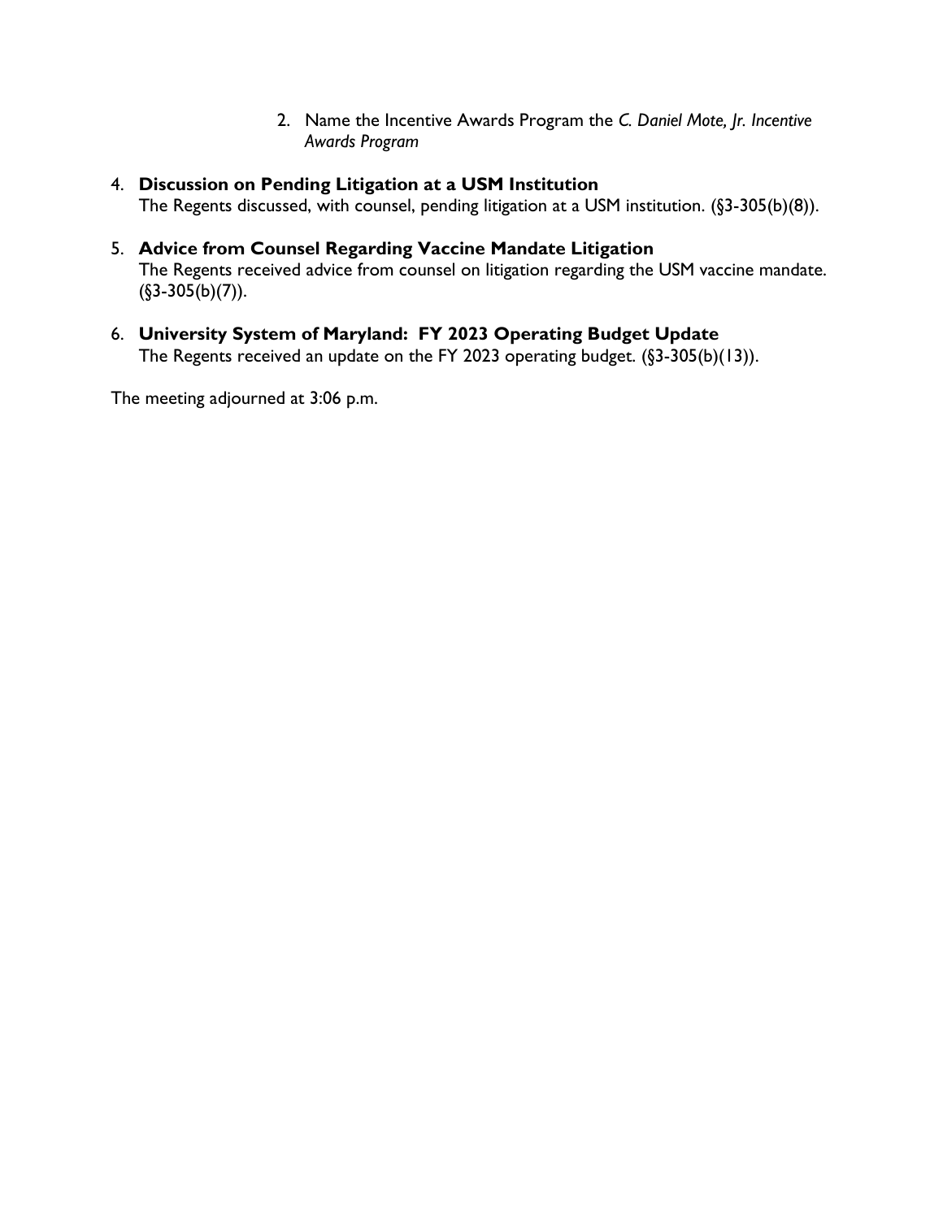2. Name the Incentive Awards Program the *C. Daniel Mote, Jr. Incentive Awards Program*

4. **Discussion on Pending Litigation at a USM Institution**
   The Regents discussed, with counsel, pending litigation at a USM institution. (§3-305(b)(8)).

5. **Advice from Counsel Regarding Vaccine Mandate Litigation**
   The Regents received advice from counsel on litigation regarding the USM vaccine mandate. (§3-305(b)(7)).

6. **University System of Maryland: FY 2023 Operating Budget Update**
   The Regents received an update on the FY 2023 operating budget. (§3-305(b)(13)).

The meeting adjourned at 3:06 p.m.